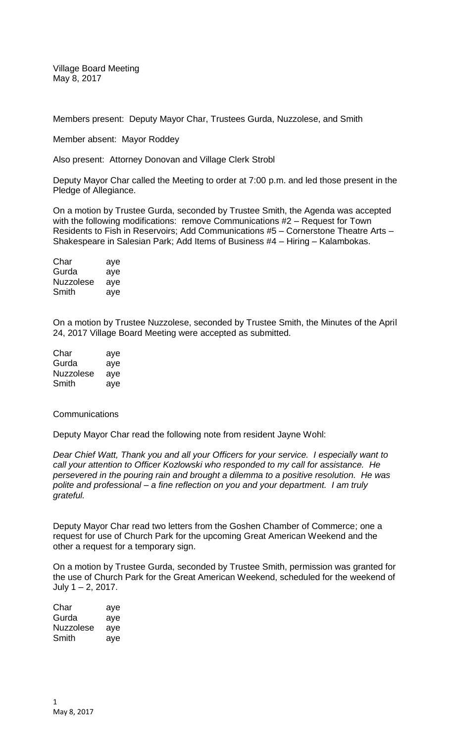Village Board Meeting
May 8, 2017

Members present: Deputy Mayor Char, Trustees Gurda, Nuzzolese, and Smith

Member absent: Mayor Roddey

Also present: Attorney Donovan and Village Clerk Strobl

Deputy Mayor Char called the Meeting to order at 7:00 p.m. and led those present in the Pledge of Allegiance.

On a motion by Trustee Gurda, seconded by Trustee Smith, the Agenda was accepted with the following modifications: remove Communications #2 – Request for Town Residents to Fish in Reservoirs; Add Communications #5 – Cornerstone Theatre Arts – Shakespeare in Salesian Park; Add Items of Business #4 – Hiring – Kalambokas.

| | |
|---|---|
| Char | aye |
| Gurda | aye |
| Nuzzolese | aye |
| Smith | aye |

On a motion by Trustee Nuzzolese, seconded by Trustee Smith, the Minutes of the April 24, 2017 Village Board Meeting were accepted as submitted.

| | |
|---|---|
| Char | aye |
| Gurda | aye |
| Nuzzolese | aye |
| Smith | aye |

Communications

Deputy Mayor Char read the following note from resident Jayne Wohl:

*Dear Chief Watt, Thank you and all your Officers for your service. I especially want to call your attention to Officer Kozlowski who responded to my call for assistance. He persevered in the pouring rain and brought a dilemma to a positive resolution. He was polite and professional – a fine reflection on you and your department. I am truly grateful.*

Deputy Mayor Char read two letters from the Goshen Chamber of Commerce; one a request for use of Church Park for the upcoming Great American Weekend and the other a request for a temporary sign.

On a motion by Trustee Gurda, seconded by Trustee Smith, permission was granted for the use of Church Park for the Great American Weekend, scheduled for the weekend of July 1 – 2, 2017.

| | |
|---|---|
| Char | aye |
| Gurda | aye |
| Nuzzolese | aye |
| Smith | aye |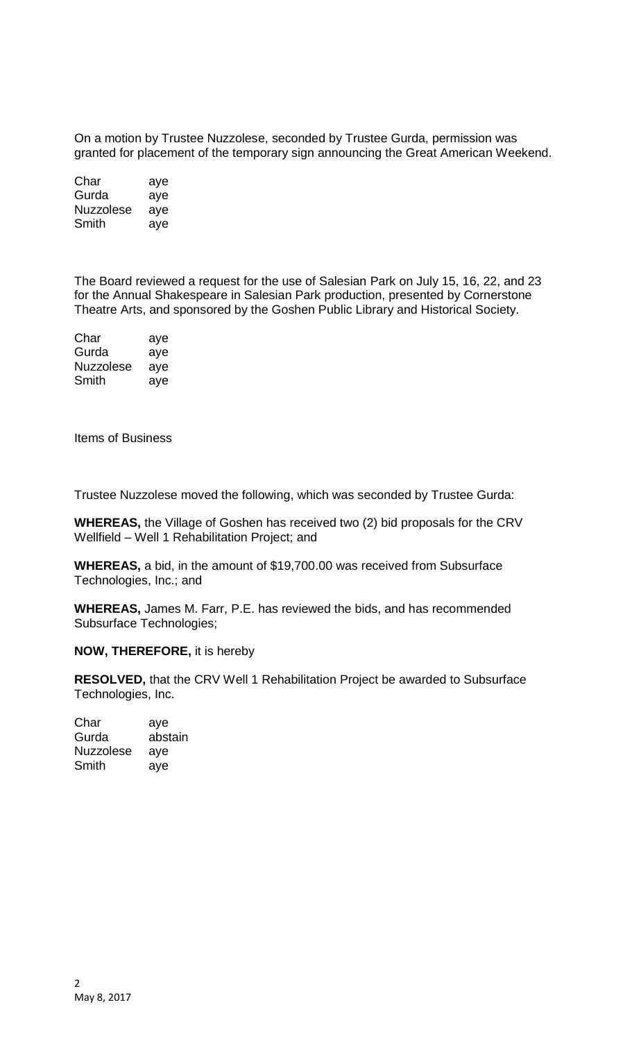On a motion by Trustee Nuzzolese, seconded by Trustee Gurda, permission was granted for placement of the temporary sign announcing the Great American Weekend.

| | |
|---|---|
| Char | aye |
| Gurda | aye |
| Nuzzolese | aye |
| Smith | aye |

The Board reviewed a request for the use of Salesian Park on July 15, 16, 22, and 23 for the Annual Shakespeare in Salesian Park production, presented by Cornerstone Theatre Arts, and sponsored by the Goshen Public Library and Historical Society.

| | |
|---|---|
| Char | aye |
| Gurda | aye |
| Nuzzolese | aye |
| Smith | aye |

Items of Business

Trustee Nuzzolese moved the following, which was seconded by Trustee Gurda:

**WHEREAS,** the Village of Goshen has received two (2) bid proposals for the CRV Wellfield – Well 1 Rehabilitation Project; and

**WHEREAS,** a bid, in the amount of $19,700.00 was received from Subsurface Technologies, Inc.; and

**WHEREAS,** James M. Farr, P.E. has reviewed the bids, and has recommended Subsurface Technologies;

**NOW, THEREFORE,** it is hereby

**RESOLVED,** that the CRV Well 1 Rehabilitation Project be awarded to Subsurface Technologies, Inc.

| | |
|---|---|
| Char | aye |
| Gurda | abstain |
| Nuzzolese | aye |
| Smith | aye |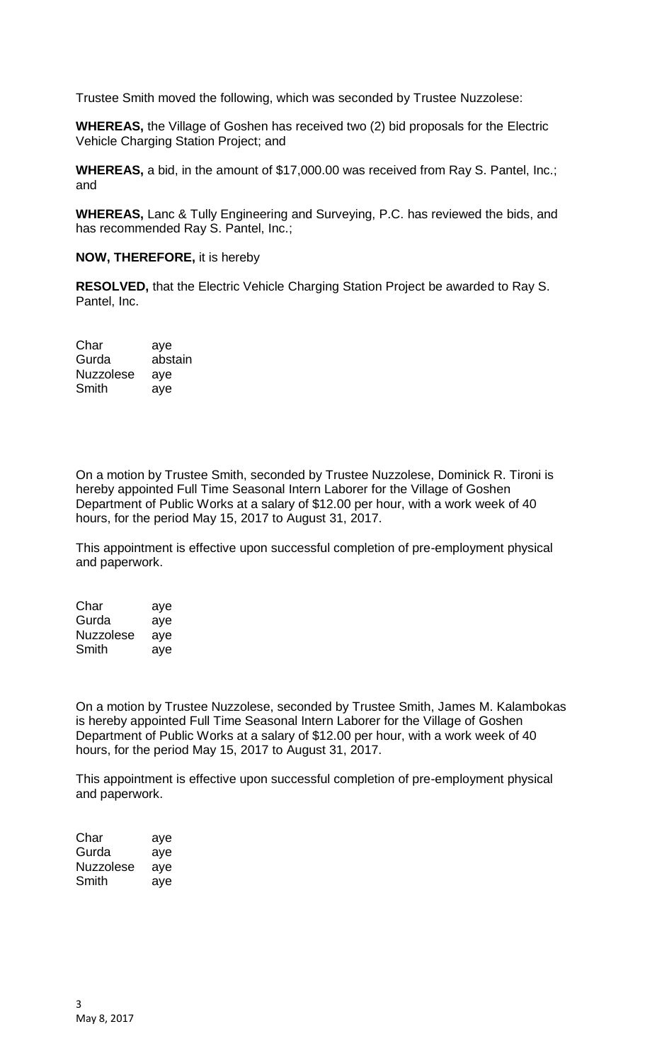Trustee Smith moved the following, which was seconded by Trustee Nuzzolese:

**WHEREAS,** the Village of Goshen has received two (2) bid proposals for the Electric Vehicle Charging Station Project; and

**WHEREAS,** a bid, in the amount of $17,000.00 was received from Ray S. Pantel, Inc.; and

**WHEREAS,** Lanc & Tully Engineering and Surveying, P.C. has reviewed the bids, and has recommended Ray S. Pantel, Inc.;

**NOW, THEREFORE,** it is hereby

**RESOLVED,** that the Electric Vehicle Charging Station Project be awarded to Ray S. Pantel, Inc.

| | |
|---|---|
| Char | aye |
| Gurda | abstain |
| Nuzzolese | aye |
| Smith | aye |

On a motion by Trustee Smith, seconded by Trustee Nuzzolese, Dominick R. Tironi is hereby appointed Full Time Seasonal Intern Laborer for the Village of Goshen Department of Public Works at a salary of $12.00 per hour, with a work week of 40 hours, for the period May 15, 2017 to August 31, 2017.

This appointment is effective upon successful completion of pre-employment physical and paperwork.

| | |
|---|---|
| Char | aye |
| Gurda | aye |
| Nuzzolese | aye |
| Smith | aye |

On a motion by Trustee Nuzzolese, seconded by Trustee Smith, James M. Kalambokas is hereby appointed Full Time Seasonal Intern Laborer for the Village of Goshen Department of Public Works at a salary of $12.00 per hour, with a work week of 40 hours, for the period May 15, 2017 to August 31, 2017.

This appointment is effective upon successful completion of pre-employment physical and paperwork.

| | |
|---|---|
| Char | aye |
| Gurda | aye |
| Nuzzolese | aye |
| Smith | aye |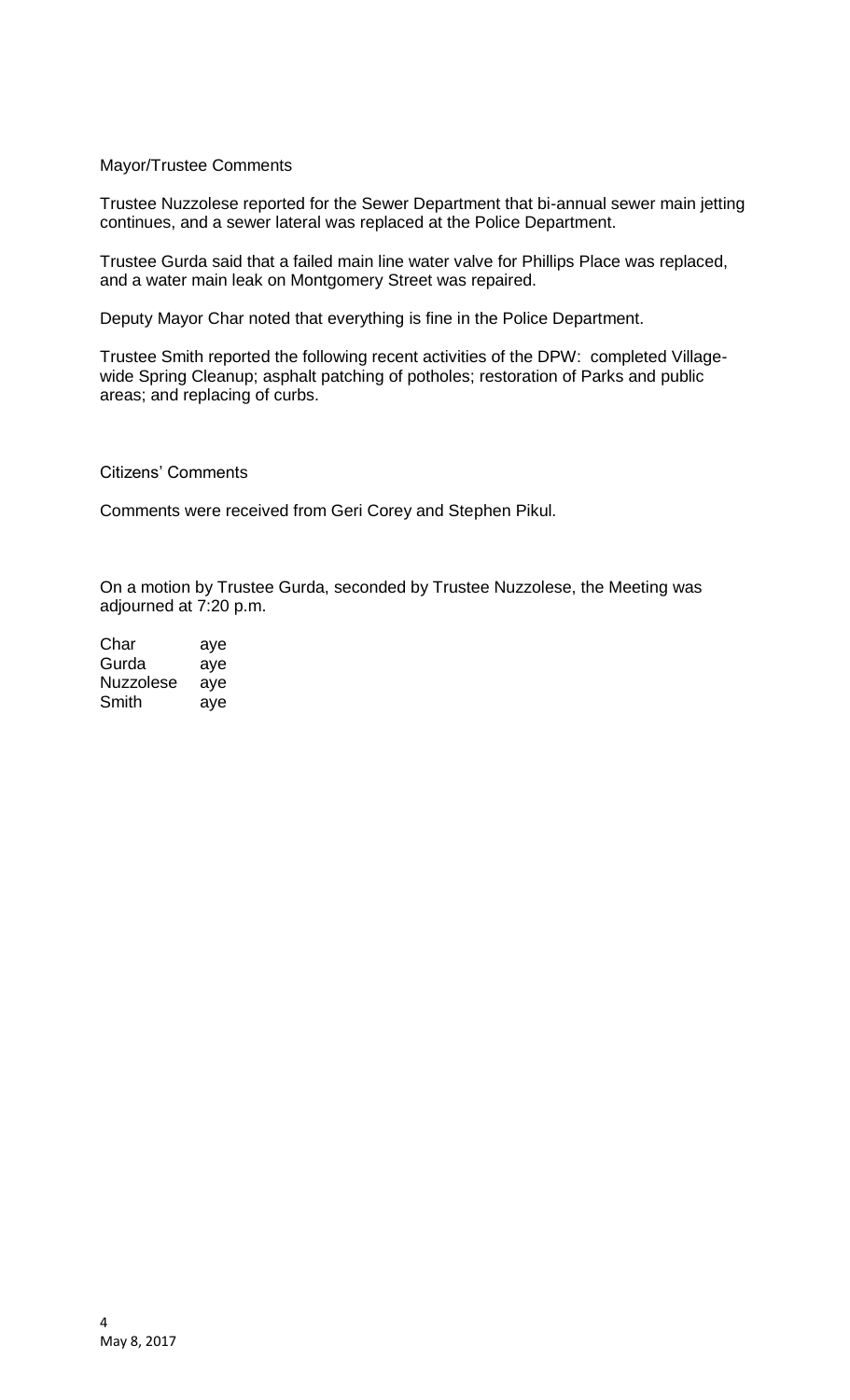Mayor/Trustee Comments

Trustee Nuzzolese reported for the Sewer Department that bi-annual sewer main jetting continues, and a sewer lateral was replaced at the Police Department.

Trustee Gurda said that a failed main line water valve for Phillips Place was replaced, and a water main leak on Montgomery Street was repaired.

Deputy Mayor Char noted that everything is fine in the Police Department.

Trustee Smith reported the following recent activities of the DPW: completed Village-wide Spring Cleanup; asphalt patching of potholes; restoration of Parks and public areas; and replacing of curbs.

Citizens' Comments

Comments were received from Geri Corey and Stephen Pikul.

On a motion by Trustee Gurda, seconded by Trustee Nuzzolese, the Meeting was adjourned at 7:20 p.m.

| | |
|---|---|
| Char | aye |
| Gurda | aye |
| Nuzzolese | aye |
| Smith | aye |